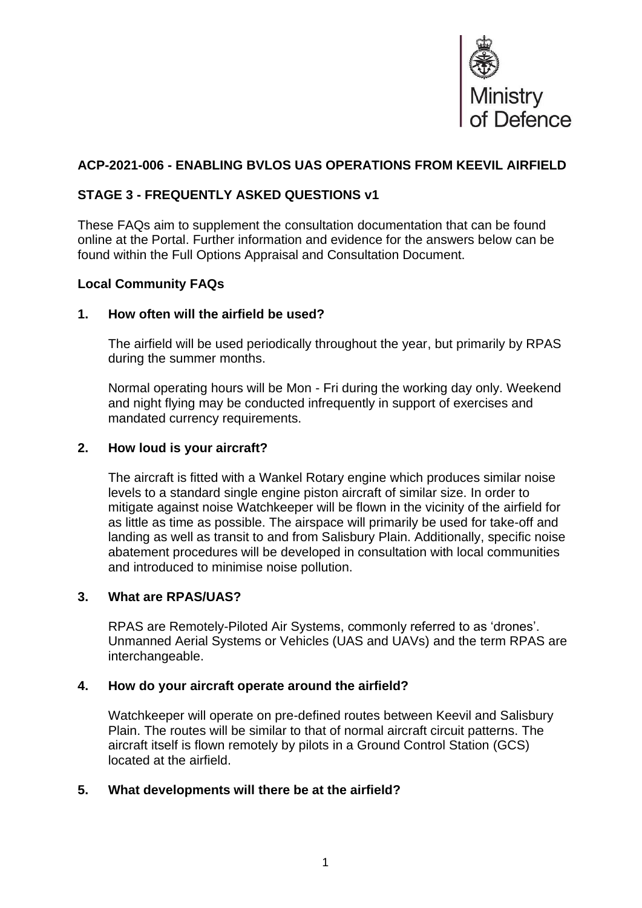Ministry of Defence

## ACP-2021-006 - ENABLING BVLOS UAS OPERATIONS FROM KEEVIL AIRFIELD

## STAGE 3 - FREQUENTLY ASKED QUESTIONS v1

These FAQs aim to supplement the consultation documentation that can be found online at the Portal. Further information and evidence for the answers below can be found within the Full Options Appraisal and Consultation Document.

### Local Community FAQs

**1. How often will the airfield be used?**

The airfield will be used periodically throughout the year, but primarily by RPAS during the summer months.

Normal operating hours will be Mon - Fri during the working day only. Weekend and night flying may be conducted infrequently in support of exercises and mandated currency requirements.

**2. How loud is your aircraft?**

The aircraft is fitted with a Wankel Rotary engine which produces similar noise levels to a standard single engine piston aircraft of similar size. In order to mitigate against noise Watchkeeper will be flown in the vicinity of the airfield for as little as time as possible. The airspace will primarily be used for take-off and landing as well as transit to and from Salisbury Plain. Additionally, specific noise abatement procedures will be developed in consultation with local communities and introduced to minimise noise pollution.

**3. What are RPAS/UAS?**

RPAS are Remotely-Piloted Air Systems, commonly referred to as 'drones'. Unmanned Aerial Systems or Vehicles (UAS and UAVs) and the term RPAS are interchangeable.

**4. How do your aircraft operate around the airfield?**

Watchkeeper will operate on pre-defined routes between Keevil and Salisbury Plain. The routes will be similar to that of normal aircraft circuit patterns. The aircraft itself is flown remotely by pilots in a Ground Control Station (GCS) located at the airfield.

**5. What developments will there be at the airfield?**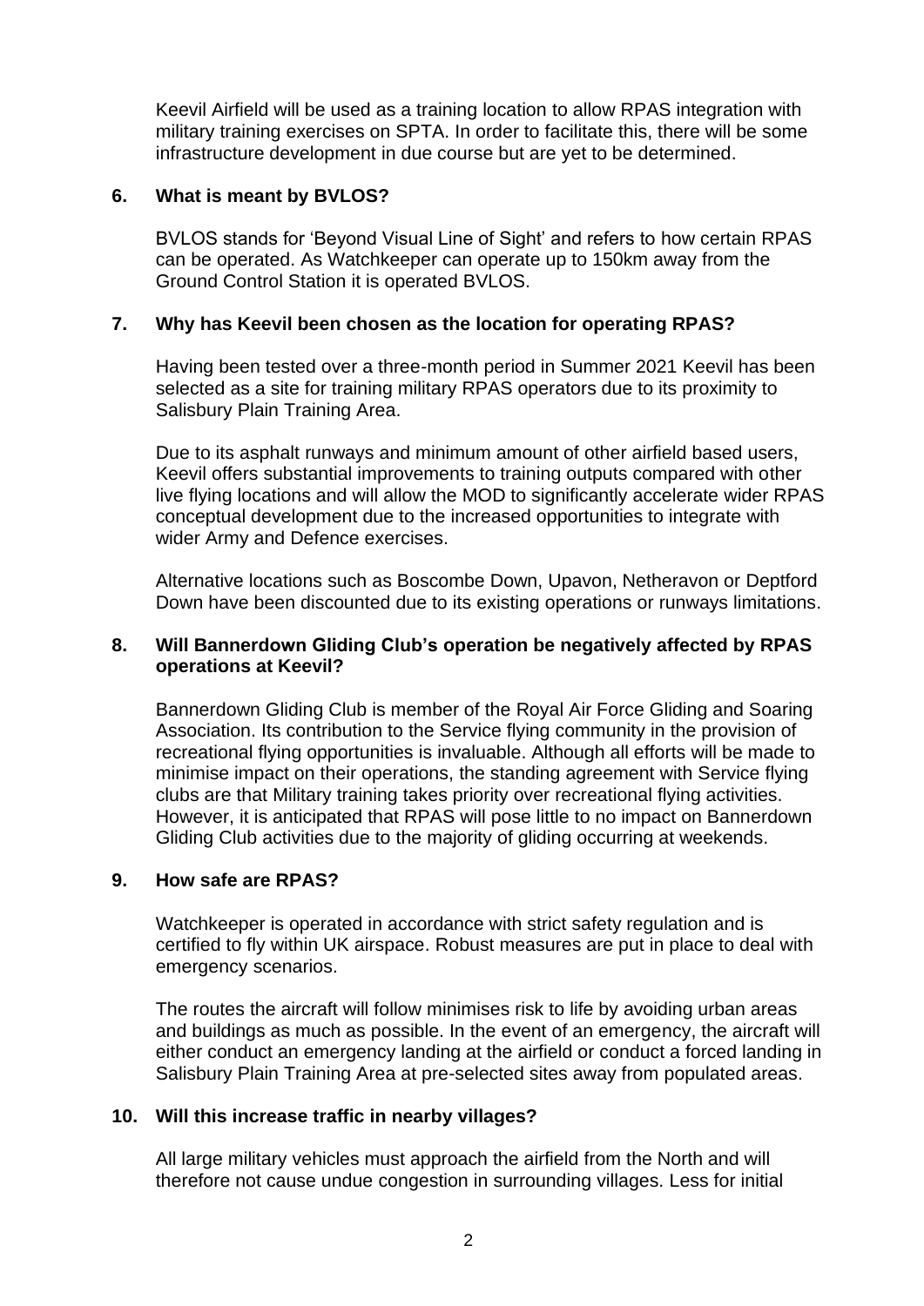Keevil Airfield will be used as a training location to allow RPAS integration with military training exercises on SPTA. In order to facilitate this, there will be some infrastructure development in due course but are yet to be determined.

**6. What is meant by BVLOS?**

BVLOS stands for 'Beyond Visual Line of Sight' and refers to how certain RPAS can be operated. As Watchkeeper can operate up to 150km away from the Ground Control Station it is operated BVLOS.

**7. Why has Keevil been chosen as the location for operating RPAS?**

Having been tested over a three-month period in Summer 2021 Keevil has been selected as a site for training military RPAS operators due to its proximity to Salisbury Plain Training Area.

Due to its asphalt runways and minimum amount of other airfield based users, Keevil offers substantial improvements to training outputs compared with other live flying locations and will allow the MOD to significantly accelerate wider RPAS conceptual development due to the increased opportunities to integrate with wider Army and Defence exercises.

Alternative locations such as Boscombe Down, Upavon, Netheravon or Deptford Down have been discounted due to its existing operations or runways limitations.

**8. Will Bannerdown Gliding Club's operation be negatively affected by RPAS operations at Keevil?**

Bannerdown Gliding Club is member of the Royal Air Force Gliding and Soaring Association. Its contribution to the Service flying community in the provision of recreational flying opportunities is invaluable. Although all efforts will be made to minimise impact on their operations, the standing agreement with Service flying clubs are that Military training takes priority over recreational flying activities. However, it is anticipated that RPAS will pose little to no impact on Bannerdown Gliding Club activities due to the majority of gliding occurring at weekends.

**9. How safe are RPAS?**

Watchkeeper is operated in accordance with strict safety regulation and is certified to fly within UK airspace. Robust measures are put in place to deal with emergency scenarios.

The routes the aircraft will follow minimises risk to life by avoiding urban areas and buildings as much as possible. In the event of an emergency, the aircraft will either conduct an emergency landing at the airfield or conduct a forced landing in Salisbury Plain Training Area at pre-selected sites away from populated areas.

**10. Will this increase traffic in nearby villages?**

All large military vehicles must approach the airfield from the North and will therefore not cause undue congestion in surrounding villages. Less for initial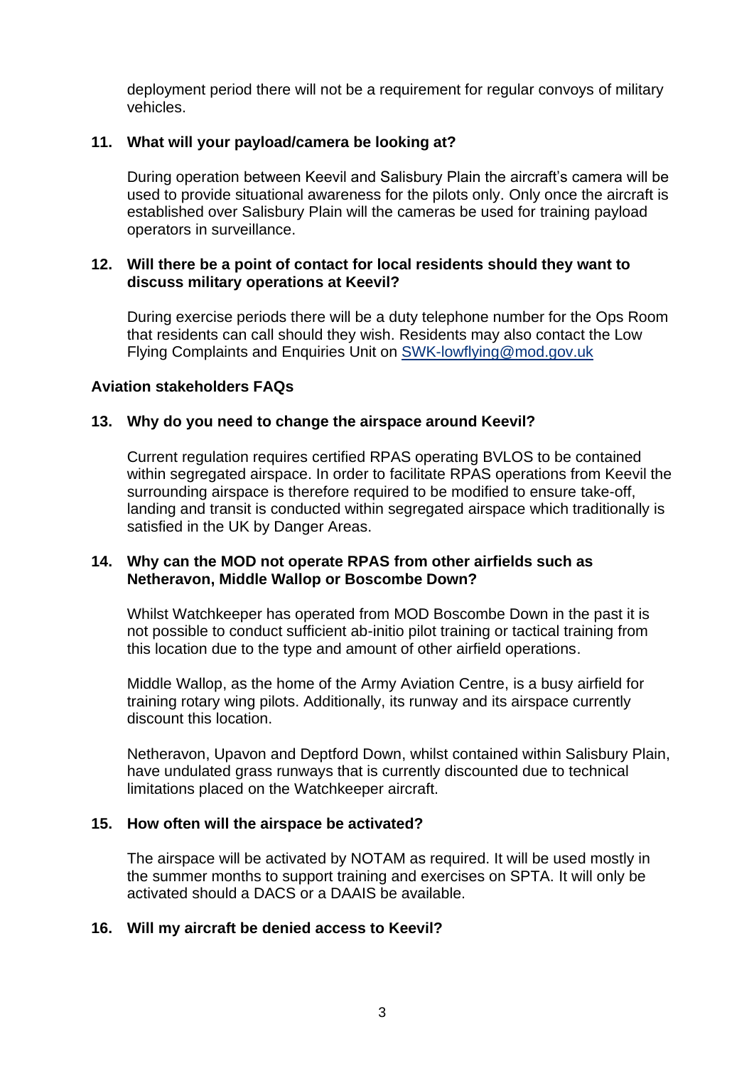deployment period there will not be a requirement for regular convoys of military vehicles.

**11. What will your payload/camera be looking at?**

During operation between Keevil and Salisbury Plain the aircraft's camera will be used to provide situational awareness for the pilots only. Only once the aircraft is established over Salisbury Plain will the cameras be used for training payload operators in surveillance.

**12. Will there be a point of contact for local residents should they want to discuss military operations at Keevil?**

During exercise periods there will be a duty telephone number for the Ops Room that residents can call should they wish. Residents may also contact the Low Flying Complaints and Enquiries Unit on [SWK-lowflying@mod.gov.uk](mailto:SWK-lowflying@mod.gov.uk)

**Aviation stakeholders FAQs**

**13. Why do you need to change the airspace around Keevil?**

Current regulation requires certified RPAS operating BVLOS to be contained within segregated airspace. In order to facilitate RPAS operations from Keevil the surrounding airspace is therefore required to be modified to ensure take-off, landing and transit is conducted within segregated airspace which traditionally is satisfied in the UK by Danger Areas.

**14. Why can the MOD not operate RPAS from other airfields such as Netheravon, Middle Wallop or Boscombe Down?**

Whilst Watchkeeper has operated from MOD Boscombe Down in the past it is not possible to conduct sufficient ab-initio pilot training or tactical training from this location due to the type and amount of other airfield operations.

Middle Wallop, as the home of the Army Aviation Centre, is a busy airfield for training rotary wing pilots. Additionally, its runway and its airspace currently discount this location.

Netheravon, Upavon and Deptford Down, whilst contained within Salisbury Plain, have undulated grass runways that is currently discounted due to technical limitations placed on the Watchkeeper aircraft.

**15. How often will the airspace be activated?**

The airspace will be activated by NOTAM as required. It will be used mostly in the summer months to support training and exercises on SPTA. It will only be activated should a DACS or a DAAIS be available.

**16. Will my aircraft be denied access to Keevil?**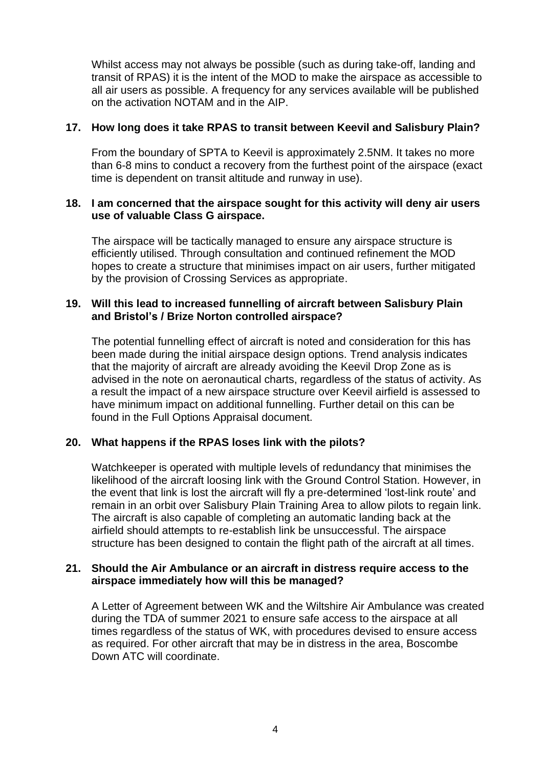Whilst access may not always be possible (such as during take-off, landing and transit of RPAS) it is the intent of the MOD to make the airspace as accessible to all air users as possible. A frequency for any services available will be published on the activation NOTAM and in the AIP.

**17. How long does it take RPAS to transit between Keevil and Salisbury Plain?**

From the boundary of SPTA to Keevil is approximately 2.5NM. It takes no more than 6-8 mins to conduct a recovery from the furthest point of the airspace (exact time is dependent on transit altitude and runway in use).

**18. I am concerned that the airspace sought for this activity will deny air users use of valuable Class G airspace.**

The airspace will be tactically managed to ensure any airspace structure is efficiently utilised. Through consultation and continued refinement the MOD hopes to create a structure that minimises impact on air users, further mitigated by the provision of Crossing Services as appropriate.

**19. Will this lead to increased funnelling of aircraft between Salisbury Plain and Bristol's / Brize Norton controlled airspace?**

The potential funnelling effect of aircraft is noted and consideration for this has been made during the initial airspace design options. Trend analysis indicates that the majority of aircraft are already avoiding the Keevil Drop Zone as is advised in the note on aeronautical charts, regardless of the status of activity. As a result the impact of a new airspace structure over Keevil airfield is assessed to have minimum impact on additional funnelling. Further detail on this can be found in the Full Options Appraisal document.

**20. What happens if the RPAS loses link with the pilots?**

Watchkeeper is operated with multiple levels of redundancy that minimises the likelihood of the aircraft loosing link with the Ground Control Station. However, in the event that link is lost the aircraft will fly a pre-determined 'lost-link route' and remain in an orbit over Salisbury Plain Training Area to allow pilots to regain link. The aircraft is also capable of completing an automatic landing back at the airfield should attempts to re-establish link be unsuccessful. The airspace structure has been designed to contain the flight path of the aircraft at all times.

**21. Should the Air Ambulance or an aircraft in distress require access to the airspace immediately how will this be managed?**

A Letter of Agreement between WK and the Wiltshire Air Ambulance was created during the TDA of summer 2021 to ensure safe access to the airspace at all times regardless of the status of WK, with procedures devised to ensure access as required. For other aircraft that may be in distress in the area, Boscombe Down ATC will coordinate.